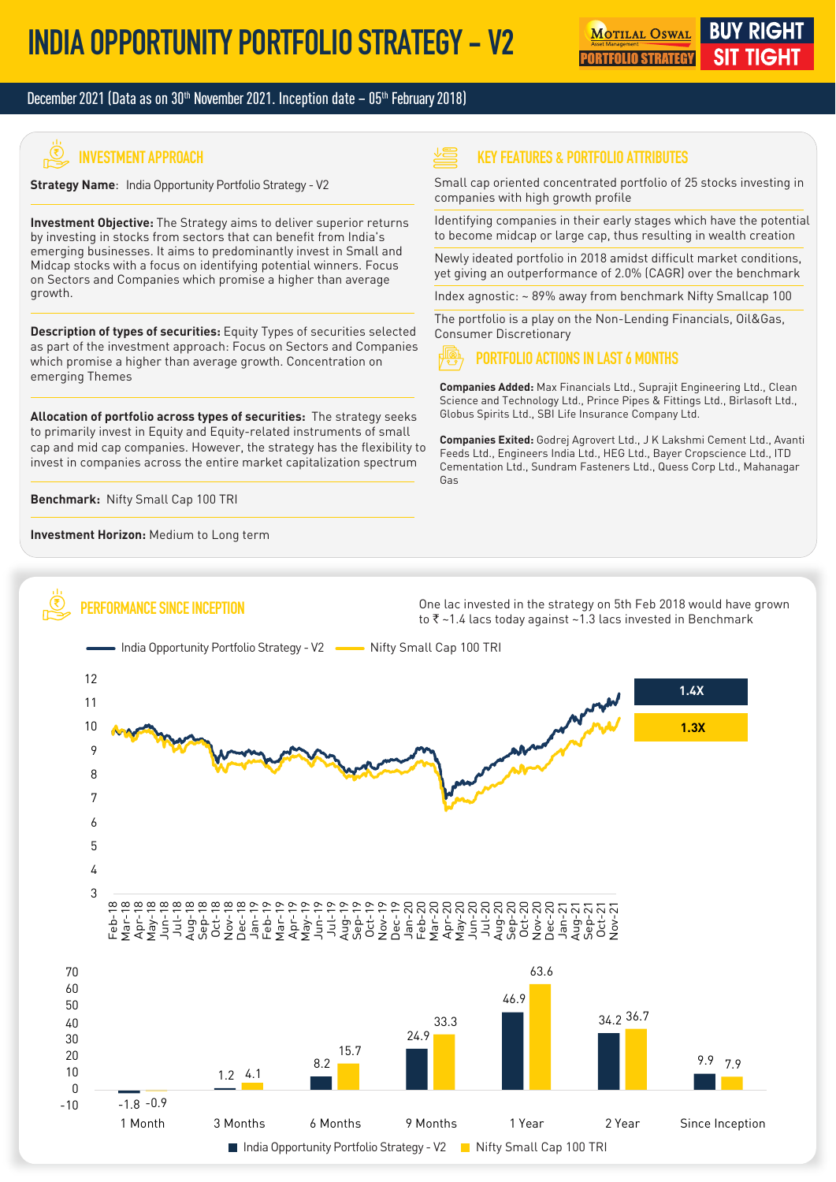# INDIA OPPORTUNITY PORTFOLIO STRATEGY – V2

MOTILAL OSWAL Asset Management PORTFOLIO STRATEGY — BUY RIGHT SIT TIGHT

December 2021 (Data as on 30th November 2021. Inception date – 05th February 2018)

## INVESTMENT APPROACH

**Strategy Name**: India Opportunity Portfolio Strategy - V2

**Investment Objective:** The Strategy aims to deliver superior returns by investing in stocks from sectors that can benefit from India's emerging businesses. It aims to predominantly invest in Small and Midcap stocks with a focus on identifying potential winners. Focus on Sectors and Companies which promise a higher than average growth.

**Description of types of securities:** Equity Types of securities selected as part of the investment approach: Focus on Sectors and Companies which promise a higher than average growth. Concentration on emerging Themes

**Allocation of portfolio across types of securities:** The strategy seeks to primarily invest in Equity and Equity-related instruments of small cap and mid cap companies. However, the strategy has the flexibility to invest in companies across the entire market capitalization spectrum

**Benchmark:** Nifty Small Cap 100 TRI

**Investment Horizon:** Medium to Long term

## KEY FEATURES & PORTFOLIO ATTRIBUTES

- Small cap oriented concentrated portfolio of 25 stocks investing in companies with high growth profile
- Identifying companies in their early stages which have the potential to become midcap or large cap, thus resulting in wealth creation
- Newly ideated portfolio in 2018 amidst difficult market conditions, yet giving an outperformance of 2.0% (CAGR) over the benchmark
- Index agnostic: ~ 89% away from benchmark Nifty Smallcap 100
- The portfolio is a play on the Non-Lending Financials, Oil&Gas, Consumer Discretionary

## PORTFOLIO ACTIONS IN LAST 6 MONTHS

**Companies Added:** Max Financials Ltd., Suprajit Engineering Ltd., Clean Science and Technology Ltd., Prince Pipes & Fittings Ltd., Birlasoft Ltd., Globus Spirits Ltd., SBI Life Insurance Company Ltd.

**Companies Exited:** Godrej Agrovert Ltd., J K Lakshmi Cement Ltd., Avanti Feeds Ltd., Engineers India Ltd., HEG Ltd., Bayer Cropscience Ltd., ITD Cementation Ltd., Sundram Fasteners Ltd., Quess Corp Ltd., Mahanagar Gas

## PERFORMANCE SINCE INCEPTION

One lac invested in the strategy on 5th Feb 2018 would have grown to ₹ ~1.4 lacs today against ~1.3 lacs invested in Benchmark

India Opportunity Portfolio Strategy - V2: 1.4X
Nifty Small Cap 100 TRI: 1.3X

| Period | India Opportunity Portfolio Strategy - V2 | Nifty Small Cap 100 TRI |
|---|---|---|
| 1 Month | -1.8 | -0.9 |
| 3 Months | 1.2 | 4.1 |
| 6 Months | 8.2 | 15.7 |
| 9 Months | 24.9 | 33.3 |
| 1 Year | 46.9 | 63.6 |
| 2 Year | 34.2 | 36.7 |
| Since Inception | 9.9 | 7.9 |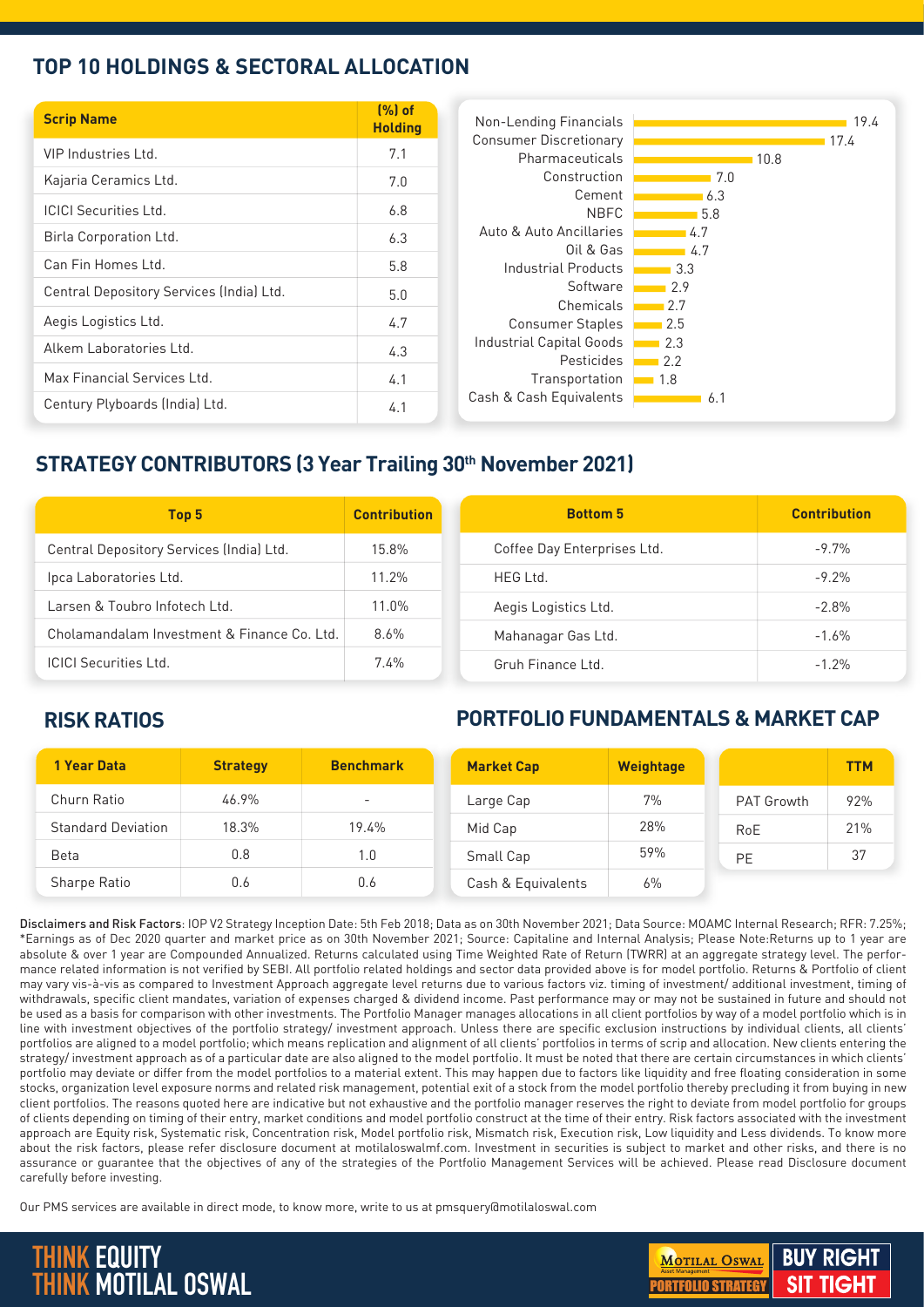## TOP 10 HOLDINGS & SECTORAL ALLOCATION

| Scrip Name | (%) of Holding |
|---|---|
| VIP Industries Ltd. | 7.1 |
| Kajaria Ceramics Ltd. | 7.0 |
| ICICI Securities Ltd. | 6.8 |
| Birla Corporation Ltd. | 6.3 |
| Can Fin Homes Ltd. | 5.8 |
| Central Depository Services (India) Ltd. | 5.0 |
| Aegis Logistics Ltd. | 4.7 |
| Alkem Laboratories Ltd. | 4.3 |
| Max Financial Services Ltd. | 4.1 |
| Century Plyboards (India) Ltd. | 4.1 |

Non-Lending Financials 19.4
Consumer Discretionary 17.4
Pharmaceuticals 10.8
Construction 7.0
Cement 6.3
NBFC 5.8
Auto & Auto Ancillaries 4.7
Oil & Gas 4.7
Industrial Products 3.3
Software 2.9
Chemicals 2.7
Consumer Staples 2.5
Industrial Capital Goods 2.3
Pesticides 2.2
Transportation 1.8
Cash & Cash Equivalents 6.1

## STRATEGY CONTRIBUTORS (3 Year Trailing 30th November 2021)

| Top 5 | Contribution |
|---|---|
| Central Depository Services (India) Ltd. | 15.8% |
| Ipca Laboratories Ltd. | 11.2% |
| Larsen & Toubro Infotech Ltd. | 11.0% |
| Cholamandalam Investment & Finance Co. Ltd. | 8.6% |
| ICICI Securities Ltd. | 7.4% |

| Bottom 5 | Contribution |
|---|---|
| Coffee Day Enterprises Ltd. | -9.7% |
| HEG Ltd. | -9.2% |
| Aegis Logistics Ltd. | -2.8% |
| Mahanagar Gas Ltd. | -1.6% |
| Gruh Finance Ltd. | -1.2% |

## RISK RATIOS

| 1 Year Data | Strategy | Benchmark |
|---|---|---|
| Churn Ratio | 46.9% | - |
| Standard Deviation | 18.3% | 19.4% |
| Beta | 0.8 | 1.0 |
| Sharpe Ratio | 0.6 | 0.6 |

## PORTFOLIO FUNDAMENTALS & MARKET CAP

| Market Cap | Weightage |
|---|---|
| Large Cap | 7% |
| Mid Cap | 28% |
| Small Cap | 59% |
| Cash & Equivalents | 6% |

| | TTM |
|---|---|
| PAT Growth | 92% |
| RoE | 21% |
| PE | 37 |

**Disclaimers and Risk Factors**: IOP V2 Strategy Inception Date: 5th Feb 2018; Data as on 30th November 2021; Data Source: MOAMC Internal Research; RFR: 7.25%; *Earnings as of Dec 2020 quarter and market price as on 30th November 2021; Source: Capitaline and Internal Analysis; Please Note:Returns up to 1 year are absolute & over 1 year are Compounded Annualized. Returns calculated using Time Weighted Rate of Return (TWRR) at an aggregate strategy level. The performance related information is not verified by SEBI. All portfolio related holdings and sector data provided above is for model portfolio. Returns & Portfolio of client may vary vis-à-vis as compared to Investment Approach aggregate level returns due to various factors viz. timing of investment/ additional investment, timing of withdrawals, specific client mandates, variation of expenses charged & dividend income. Past performance may or may not be sustained in future and should not be used as a basis for comparison with other investments. The Portfolio Manager manages allocations in all client portfolios by way of a model portfolio which is in line with investment objectives of the portfolio strategy/ investment approach. Unless there are specific exclusion instructions by individual clients, all clients' portfolios are aligned to a model portfolio; which means replication and alignment of all clients' portfolios in terms of scrip and allocation. New clients entering the strategy/ investment approach as of a particular date are also aligned to the model portfolio. It must be noted that there are certain circumstances in which clients' portfolio may deviate or differ from the model portfolios to a material extent. This may happen due to factors like liquidity and free floating consideration in some stocks, organization level exposure norms and related risk management, potential exit of a stock from the model portfolio thereby precluding it from buying in new client portfolios. The reasons quoted here are indicative but not exhaustive and the portfolio manager reserves the right to deviate from model portfolio for groups of clients depending on timing of their entry, market conditions and model portfolio construct at the time of their entry. Risk factors associated with the investment approach are Equity risk, Systematic risk, Concentration risk, Model portfolio risk, Mismatch risk, Execution risk, Low liquidity and Less dividends. To know more about the risk factors, please refer disclosure document at motilaloswalmf.com. Investment in securities is subject to market and other risks, and there is no assurance or guarantee that the objectives of any of the strategies of the Portfolio Management Services will be achieved. Please read Disclosure document carefully before investing.

Our PMS services are available in direct mode, to know more, write to us at pmsquery@motilaloswal.com

THINK EQUITY
THINK MOTILAL OSWAL

MOTILAL OSWAL Asset Management PORTFOLIO STRATEGY | BUY RIGHT SIT TIGHT